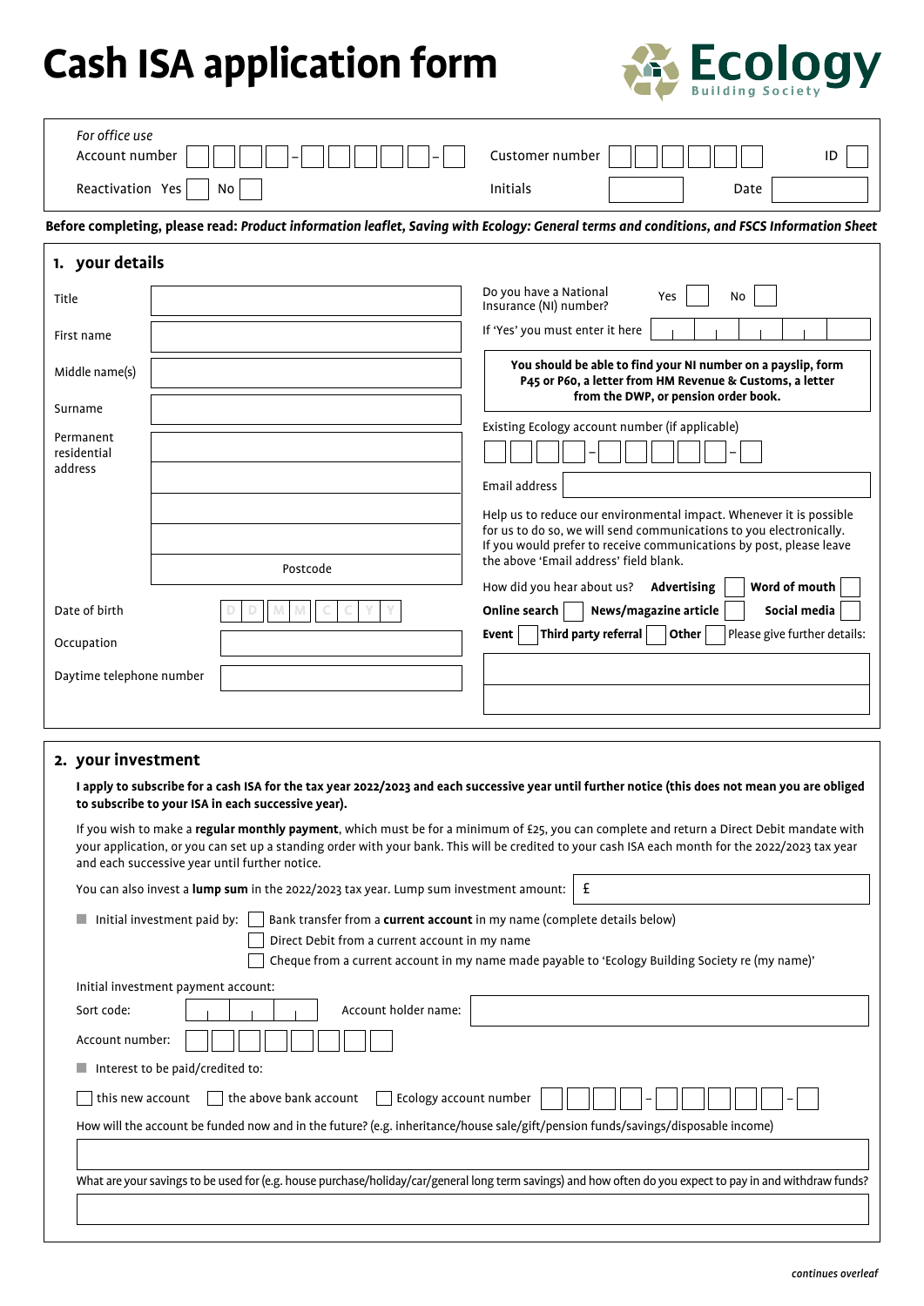# Cash ISA application form

**Ecology** Building Society

*For office use*

Account number ☐☐☐☐ – ☐☐☐☐☐ – ☐    Customer number ☐☐☐☐☐☐    ID ☐

Reactivation Yes ☐ No ☐    Initials ☐    Date ☐

**Before completing, please read: *Product information leaflet, Saving with Ecology: General terms and conditions, and FSCS Information Sheet***

## 1. your details

Title

First name

Middle name(s)

Surname

Permanent residential address

Postcode

Date of birth D D M M C C Y Y

Occupation

Daytime telephone number

Do you have a National Insurance (NI) number? Yes ☐ No ☐

If 'Yes' you must enter it here

**You should be able to find your NI number on a payslip, form P45 or P60, a letter from HM Revenue & Customs, a letter from the DWP, or pension order book.**

Existing Ecology account number (if applicable) ☐☐☐☐ – ☐☐☐☐☐ – ☐

Email address

Help us to reduce our environmental impact. Whenever it is possible for us to do so, we will send communications to you electronically. If you would prefer to receive communications by post, please leave the above 'Email address' field blank.

How did you hear about us? **Advertising** ☐ **Word of mouth** ☐ **Online search** ☐ **News/magazine article** ☐ **Social media** ☐ **Event** ☐ **Third party referral** ☐ **Other** ☐ Please give further details:

## 2. your investment

**I apply to subscribe for a cash ISA for the tax year 2022/2023 and each successive year until further notice (this does not mean you are obliged to subscribe to your ISA in each successive year).**

If you wish to make a **regular monthly payment**, which must be for a minimum of £25, you can complete and return a Direct Debit mandate with your application, or you can set up a standing order with your bank. This will be credited to your cash ISA each month for the 2022/2023 tax year and each successive year until further notice.

You can also invest a **lump sum** in the 2022/2023 tax year. Lump sum investment amount: £

- Initial investment paid by:
  - ☐ Bank transfer from a **current account** in my name (complete details below)
  - ☐ Direct Debit from a current account in my name
  - ☐ Cheque from a current account in my name made payable to 'Ecology Building Society re (my name)'

Initial investment payment account:

Sort code:    Account holder name:

Account number:

- Interest to be paid/credited to:

☐ this new account ☐ the above bank account ☐ Ecology account number ☐☐☐☐ – ☐☐☐☐☐ – ☐

How will the account be funded now and in the future? (e.g. inheritance/house sale/gift/pension funds/savings/disposable income)

What are your savings to be used for (e.g. house purchase/holiday/car/general long term savings) and how often do you expect to pay in and withdraw funds?

*continues overleaf*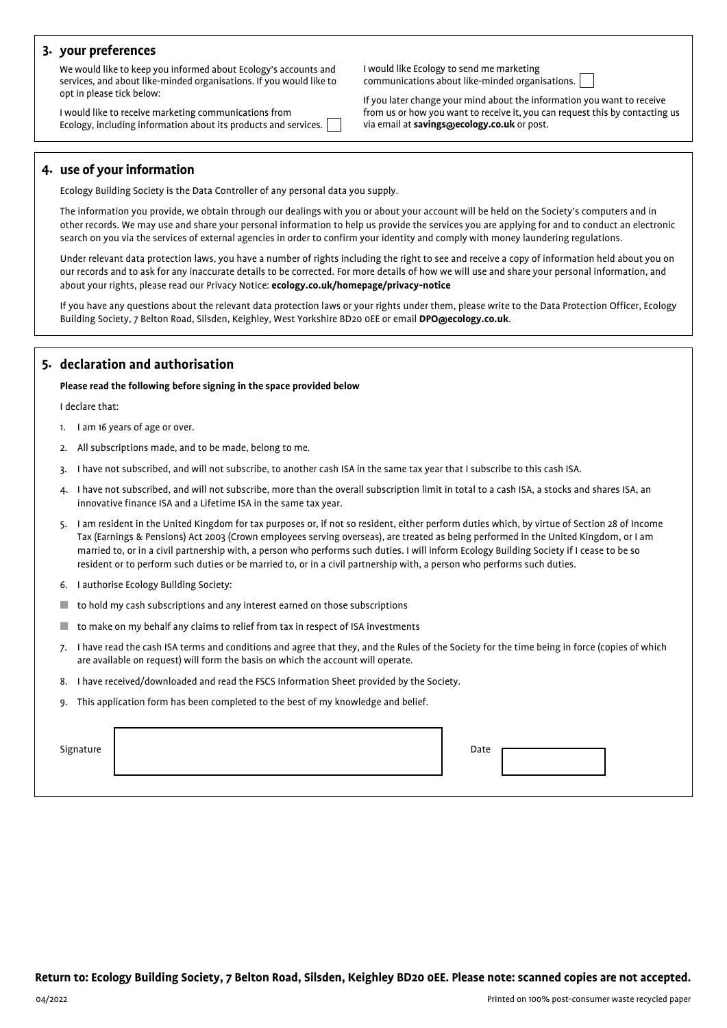## 3. your preferences

We would like to keep you informed about Ecology's accounts and services, and about like-minded organisations. If you would like to opt in please tick below:

I would like to receive marketing communications from Ecology, including information about its products and services. ☐

I would like Ecology to send me marketing communications about like-minded organisations. ☐

If you later change your mind about the information you want to receive from us or how you want to receive it, you can request this by contacting us via email at **savings@ecology.co.uk** or post.

## 4. use of your information

Ecology Building Society is the Data Controller of any personal data you supply.

The information you provide, we obtain through our dealings with you or about your account will be held on the Society's computers and in other records. We may use and share your personal information to help us provide the services you are applying for and to conduct an electronic search on you via the services of external agencies in order to confirm your identity and comply with money laundering regulations.

Under relevant data protection laws, you have a number of rights including the right to see and receive a copy of information held about you on our records and to ask for any inaccurate details to be corrected. For more details of how we will use and share your personal information, and about your rights, please read our Privacy Notice: **ecology.co.uk/homepage/privacy-notice**

If you have any questions about the relevant data protection laws or your rights under them, please write to the Data Protection Officer, Ecology Building Society, 7 Belton Road, Silsden, Keighley, West Yorkshire BD20 0EE or email **DPO@ecology.co.uk**.

## 5. declaration and authorisation

**Please read the following before signing in the space provided below**

I declare that:

1. I am 16 years of age or over.
2. All subscriptions made, and to be made, belong to me.
3. I have not subscribed, and will not subscribe, to another cash ISA in the same tax year that I subscribe to this cash ISA.
4. I have not subscribed, and will not subscribe, more than the overall subscription limit in total to a cash ISA, a stocks and shares ISA, an innovative finance ISA and a Lifetime ISA in the same tax year.
5. I am resident in the United Kingdom for tax purposes or, if not so resident, either perform duties which, by virtue of Section 28 of Income Tax (Earnings & Pensions) Act 2003 (Crown employees serving overseas), are treated as being performed in the United Kingdom, or I am married to, or in a civil partnership with, a person who performs such duties. I will inform Ecology Building Society if I cease to be so resident or to perform such duties or be married to, or in a civil partnership with, a person who performs such duties.
6. I authorise Ecology Building Society:
   - to hold my cash subscriptions and any interest earned on those subscriptions
   - to make on my behalf any claims to relief from tax in respect of ISA investments
7. I have read the cash ISA terms and conditions and agree that they, and the Rules of the Society for the time being in force (copies of which are available on request) will form the basis on which the account will operate.
8. I have received/downloaded and read the FSCS Information Sheet provided by the Society.
9. This application form has been completed to the best of my knowledge and belief.

Signature ______________________ Date __________

**Return to: Ecology Building Society, 7 Belton Road, Silsden, Keighley BD20 0EE. Please note: scanned copies are not accepted.**

04/2022

Printed on 100% post-consumer waste recycled paper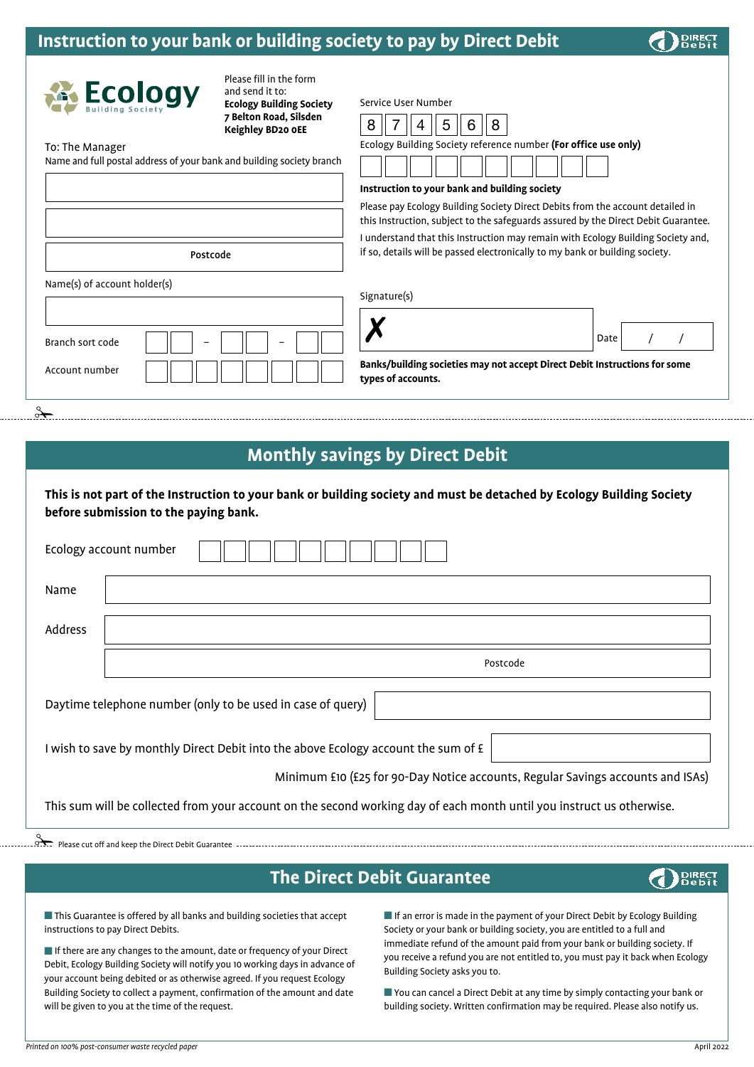# Instruction to your bank or building society to pay by Direct Debit

**Ecology** Building Society

Please fill in the form and send it to:
**Ecology Building Society**
**7 Belton Road, Silsden**
**Keighley BD20 0EE**

To: The Manager

Name and full postal address of your bank and building society branch

Postcode

Name(s) of account holder(s)

Branch sort code – –

Account number

Service User Number

| 8 | 7 | 4 | 5 | 6 | 8 |
|---|---|---|---|---|---|

Ecology Building Society reference number **(For office use only)**

**Instruction to your bank and building society**

Please pay Ecology Building Society Direct Debits from the account detailed in this Instruction, subject to the safeguards assured by the Direct Debit Guarantee.

I understand that this Instruction may remain with Ecology Building Society and, if so, details will be passed electronically to my bank or building society.

Signature(s)

✗

Date / /

**Banks/building societies may not accept Direct Debit Instructions for some types of accounts.**

## Monthly savings by Direct Debit

**This is not part of the Instruction to your bank or building society and must be detached by Ecology Building Society before submission to the paying bank.**

Ecology account number

Name

Address

Postcode

Daytime telephone number (only to be used in case of query)

I wish to save by monthly Direct Debit into the above Ecology account the sum of £

Minimum £10 (£25 for 90-Day Notice accounts, Regular Savings accounts and ISAs)

This sum will be collected from your account on the second working day of each month until you instruct us otherwise.

Please cut off and keep the Direct Debit Guarantee

## The Direct Debit Guarantee

- This Guarantee is offered by all banks and building societies that accept instructions to pay Direct Debits.
- If there are any changes to the amount, date or frequency of your Direct Debit, Ecology Building Society will notify you 10 working days in advance of your account being debited or as otherwise agreed. If you request Ecology Building Society to collect a payment, confirmation of the amount and date will be given to you at the time of the request.
- If an error is made in the payment of your Direct Debit by Ecology Building Society or your bank or building society, you are entitled to a full and immediate refund of the amount paid from your bank or building society. If you receive a refund you are not entitled to, you must pay it back when Ecology Building Society asks you to.
- You can cancel a Direct Debit at any time by simply contacting your bank or building society. Written confirmation may be required. Please also notify us.

*Printed on 100% post-consumer waste recycled paper*

April 2022